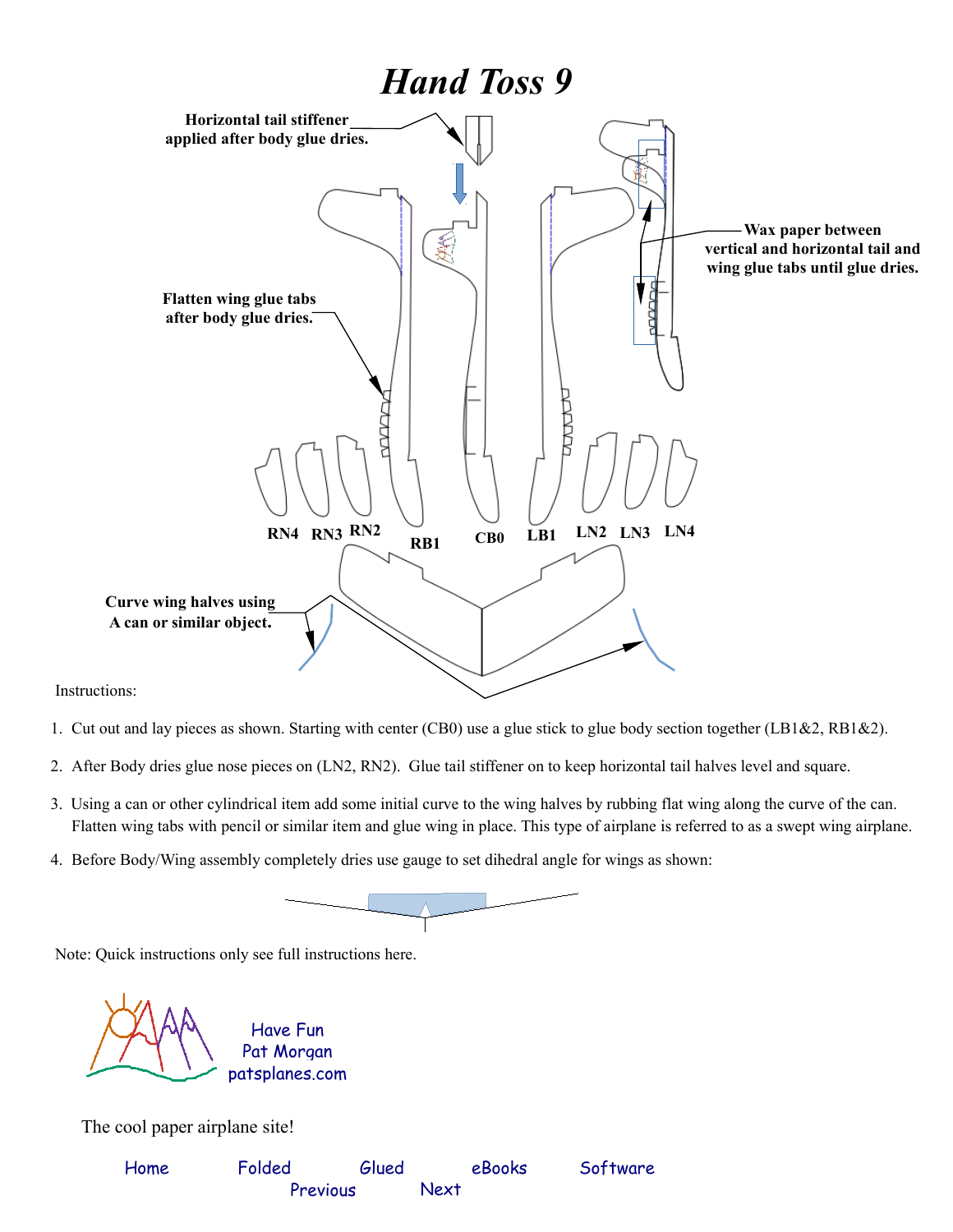# *Hand Toss 9*

Horizontal tail stiffener applied after body glue dries.

Wax paper between vertical and horizontal tail and wing glue tabs until glue dries.

Flatten wing glue tabs after body glue dries.

RN4 RN3 RN2 RB1 CB0 LB1 LN2 LN3 LN4

Curve wing halves using A can or similar object.

Instructions:

1. Cut out and lay pieces as shown. Starting with center (CB0) use a glue stick to glue body section together (LB1&2, RB1&2).
2. After Body dries glue nose pieces on (LN2, RN2). Glue tail stiffener on to keep horizontal tail halves level and square.
3. Using a can or other cylindrical item add some initial curve to the wing halves by rubbing flat wing along the curve of the can. Flatten wing tabs with pencil or similar item and glue wing in place. This type of airplane is referred to as a swept wing airplane.
4. Before Body/Wing assembly completely dries use gauge to set dihedral angle for wings as shown:

Note: Quick instructions only see full instructions here.

Have Fun
Pat Morgan
patsplanes.com

The cool paper airplane site!

Home Folded Glued eBooks Software
Previous Next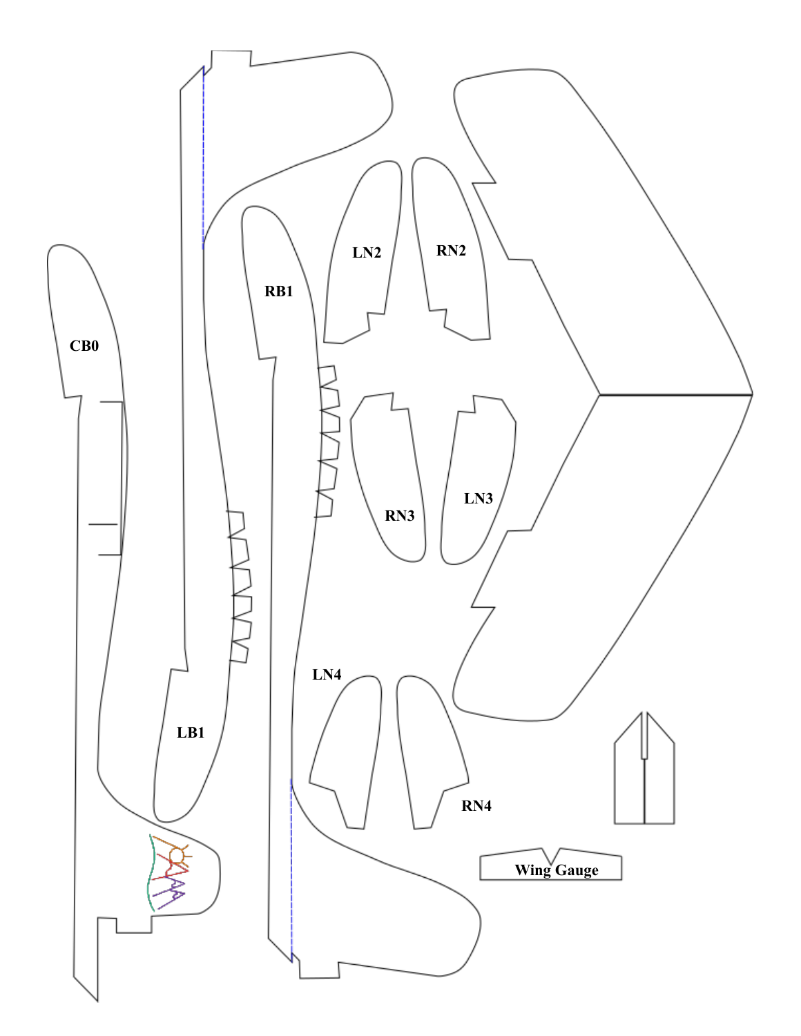CB0

LB1

RB1

LN2

RN2

RN3

LN3

LN4

RN4

Wing Gauge